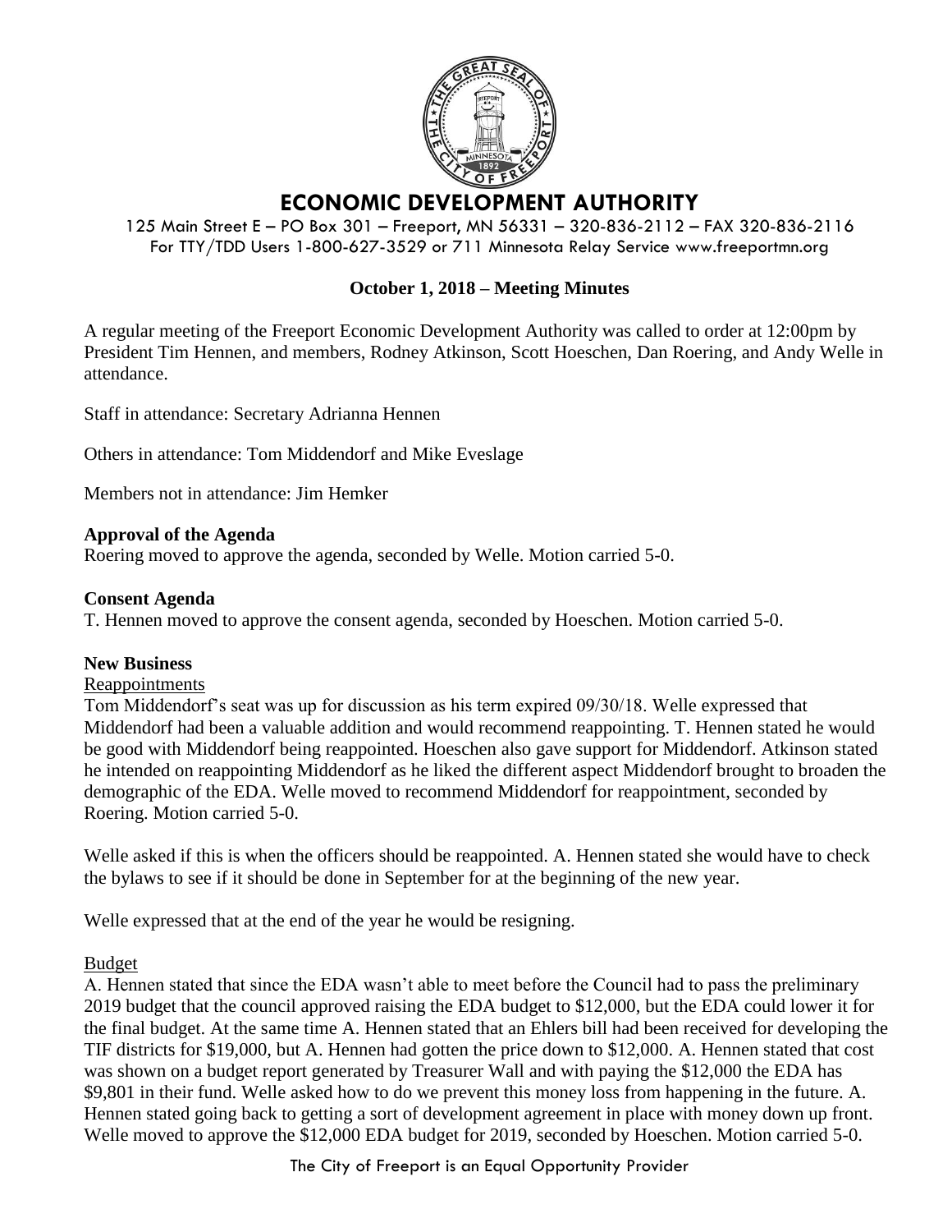# ECONOMIC DEVELOPMENT AUTHORITY

125 Main Street E – PO Box 301 – Freeport, MN 56331 – 320-836-2112 – FAX 320-836-2116
For TTY/TDD Users 1-800-627-3529 or 711 Minnesota Relay Service www.freeportmn.org

**October 1, 2018 – Meeting Minutes**

A regular meeting of the Freeport Economic Development Authority was called to order at 12:00pm by President Tim Hennen, and members, Rodney Atkinson, Scott Hoeschen, Dan Roering, and Andy Welle in attendance.

Staff in attendance: Secretary Adrianna Hennen

Others in attendance: Tom Middendorf and Mike Eveslage

Members not in attendance: Jim Hemker

**Approval of the Agenda**

Roering moved to approve the agenda, seconded by Welle. Motion carried 5-0.

**Consent Agenda**

T. Hennen moved to approve the consent agenda, seconded by Hoeschen. Motion carried 5-0.

**New Business**

Reappointments

Tom Middendorf's seat was up for discussion as his term expired 09/30/18. Welle expressed that Middendorf had been a valuable addition and would recommend reappointing. T. Hennen stated he would be good with Middendorf being reappointed. Hoeschen also gave support for Middendorf. Atkinson stated he intended on reappointing Middendorf as he liked the different aspect Middendorf brought to broaden the demographic of the EDA. Welle moved to recommend Middendorf for reappointment, seconded by Roering. Motion carried 5-0.

Welle asked if this is when the officers should be reappointed. A. Hennen stated she would have to check the bylaws to see if it should be done in September for at the beginning of the new year.

Welle expressed that at the end of the year he would be resigning.

Budget

A. Hennen stated that since the EDA wasn't able to meet before the Council had to pass the preliminary 2019 budget that the council approved raising the EDA budget to $12,000, but the EDA could lower it for the final budget. At the same time A. Hennen stated that an Ehlers bill had been received for developing the TIF districts for $19,000, but A. Hennen had gotten the price down to $12,000. A. Hennen stated that cost was shown on a budget report generated by Treasurer Wall and with paying the $12,000 the EDA has $9,801 in their fund. Welle asked how to do we prevent this money loss from happening in the future. A. Hennen stated going back to getting a sort of development agreement in place with money down up front. Welle moved to approve the $12,000 EDA budget for 2019, seconded by Hoeschen. Motion carried 5-0.

The City of Freeport is an Equal Opportunity Provider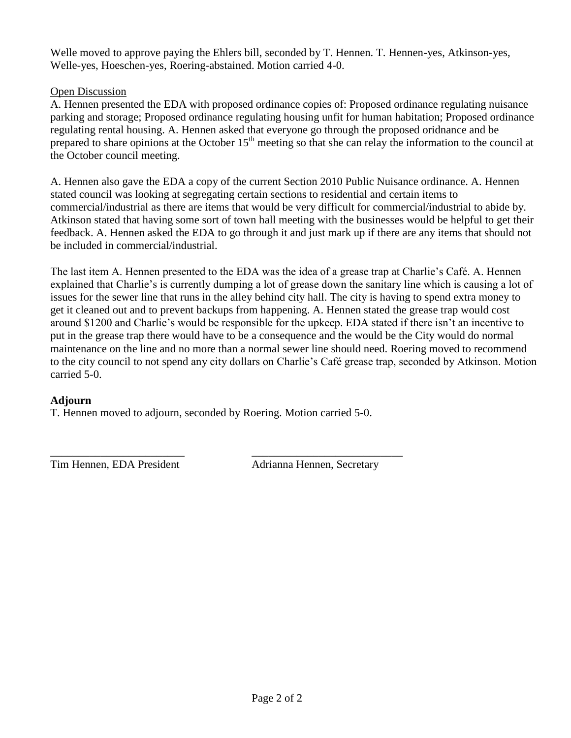Welle moved to approve paying the Ehlers bill, seconded by T. Hennen. T. Hennen-yes, Atkinson-yes, Welle-yes, Hoeschen-yes, Roering-abstained. Motion carried 4-0.

Open Discussion

A. Hennen presented the EDA with proposed ordinance copies of: Proposed ordinance regulating nuisance parking and storage; Proposed ordinance regulating housing unfit for human habitation; Proposed ordinance regulating rental housing. A. Hennen asked that everyone go through the proposed oridnance and be prepared to share opinions at the October 15th meeting so that she can relay the information to the council at the October council meeting.

A. Hennen also gave the EDA a copy of the current Section 2010 Public Nuisance ordinance. A. Hennen stated council was looking at segregating certain sections to residential and certain items to commercial/industrial as there are items that would be very difficult for commercial/industrial to abide by. Atkinson stated that having some sort of town hall meeting with the businesses would be helpful to get their feedback. A. Hennen asked the EDA to go through it and just mark up if there are any items that should not be included in commercial/industrial.

The last item A. Hennen presented to the EDA was the idea of a grease trap at Charlie's Café. A. Hennen explained that Charlie's is currently dumping a lot of grease down the sanitary line which is causing a lot of issues for the sewer line that runs in the alley behind city hall. The city is having to spend extra money to get it cleaned out and to prevent backups from happening. A. Hennen stated the grease trap would cost around $1200 and Charlie's would be responsible for the upkeep. EDA stated if there isn't an incentive to put in the grease trap there would have to be a consequence and the would be the City would do normal maintenance on the line and no more than a normal sewer line should need. Roering moved to recommend to the city council to not spend any city dollars on Charlie's Café grease trap, seconded by Atkinson. Motion carried 5-0.

**Adjourn**

T. Hennen moved to adjourn, seconded by Roering. Motion carried 5-0.

\_\_\_\_\_\_\_\_\_\_\_\_\_\_\_\_\_\_\_\_\_\_\_\_ \_\_\_\_\_\_\_\_\_\_\_\_\_\_\_\_\_\_\_\_\_\_\_\_\_\_\_\_

Tim Hennen, EDA President Adrianna Hennen, Secretary